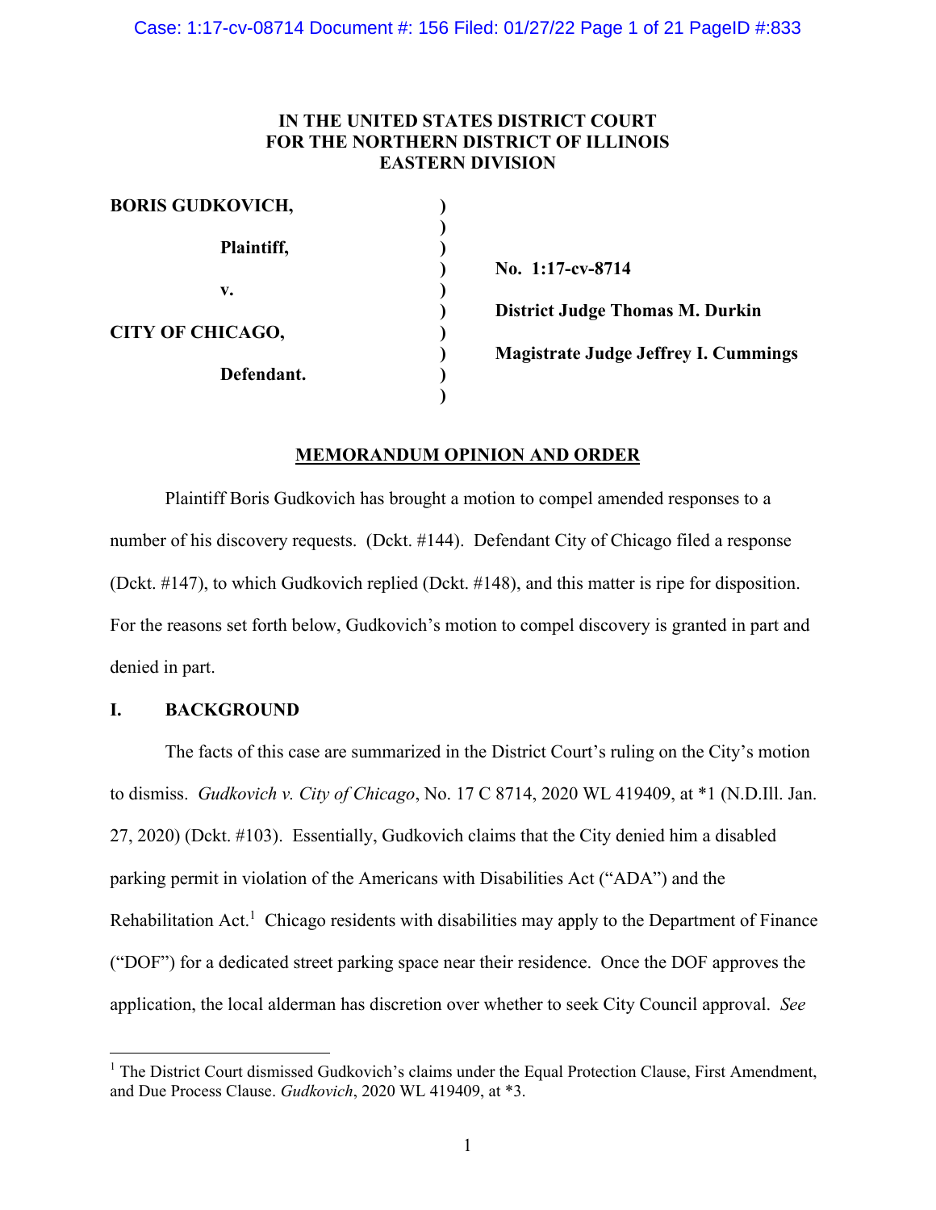IN THE UNITED STATES DISTRICT COURT
FOR THE NORTHERN DISTRICT OF ILLINOIS
EASTERN DIVISION

| | | |
|---|---|---|
| **BORIS GUDKOVICH,** | ) | |
| **Plaintiff,** | ) | **No. 1:17-cv-8714** |
| **v.** | ) | **District Judge Thomas M. Durkin** |
| **CITY OF CHICAGO,** | ) | **Magistrate Judge Jeffrey I. Cummings** |
| **Defendant.** | ) | |

**MEMORANDUM OPINION AND ORDER**

Plaintiff Boris Gudkovich has brought a motion to compel amended responses to a number of his discovery requests. (Dckt. #144). Defendant City of Chicago filed a response (Dckt. #147), to which Gudkovich replied (Dckt. #148), and this matter is ripe for disposition. For the reasons set forth below, Gudkovich's motion to compel discovery is granted in part and denied in part.

## I. BACKGROUND

The facts of this case are summarized in the District Court's ruling on the City's motion to dismiss. *Gudkovich v. City of Chicago*, No. 17 C 8714, 2020 WL 419409, at *1 (N.D.Ill. Jan. 27, 2020) (Dckt. #103). Essentially, Gudkovich claims that the City denied him a disabled parking permit in violation of the Americans with Disabilities Act ("ADA") and the Rehabilitation Act.[1] Chicago residents with disabilities may apply to the Department of Finance ("DOF") for a dedicated street parking space near their residence. Once the DOF approves the application, the local alderman has discretion over whether to seek City Council approval. *See*

[1] The District Court dismissed Gudkovich's claims under the Equal Protection Clause, First Amendment, and Due Process Clause. *Gudkovich*, 2020 WL 419409, at *3.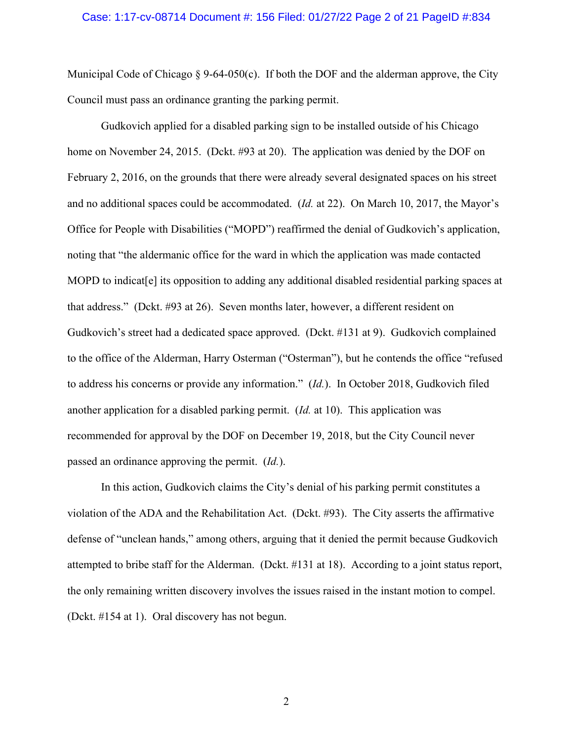Municipal Code of Chicago § 9-64-050(c). If both the DOF and the alderman approve, the City Council must pass an ordinance granting the parking permit.

Gudkovich applied for a disabled parking sign to be installed outside of his Chicago home on November 24, 2015. (Dckt. #93 at 20). The application was denied by the DOF on February 2, 2016, on the grounds that there were already several designated spaces on his street and no additional spaces could be accommodated. (*Id.* at 22). On March 10, 2017, the Mayor's Office for People with Disabilities ("MOPD") reaffirmed the denial of Gudkovich's application, noting that "the aldermanic office for the ward in which the application was made contacted MOPD to indicat[e] its opposition to adding any additional disabled residential parking spaces at that address." (Dckt. #93 at 26). Seven months later, however, a different resident on Gudkovich's street had a dedicated space approved. (Dckt. #131 at 9). Gudkovich complained to the office of the Alderman, Harry Osterman ("Osterman"), but he contends the office "refused to address his concerns or provide any information." (*Id.*). In October 2018, Gudkovich filed another application for a disabled parking permit. (*Id.* at 10). This application was recommended for approval by the DOF on December 19, 2018, but the City Council never passed an ordinance approving the permit. (*Id.*).

In this action, Gudkovich claims the City's denial of his parking permit constitutes a violation of the ADA and the Rehabilitation Act. (Dckt. #93). The City asserts the affirmative defense of "unclean hands," among others, arguing that it denied the permit because Gudkovich attempted to bribe staff for the Alderman. (Dckt. #131 at 18). According to a joint status report, the only remaining written discovery involves the issues raised in the instant motion to compel. (Dckt. #154 at 1). Oral discovery has not begun.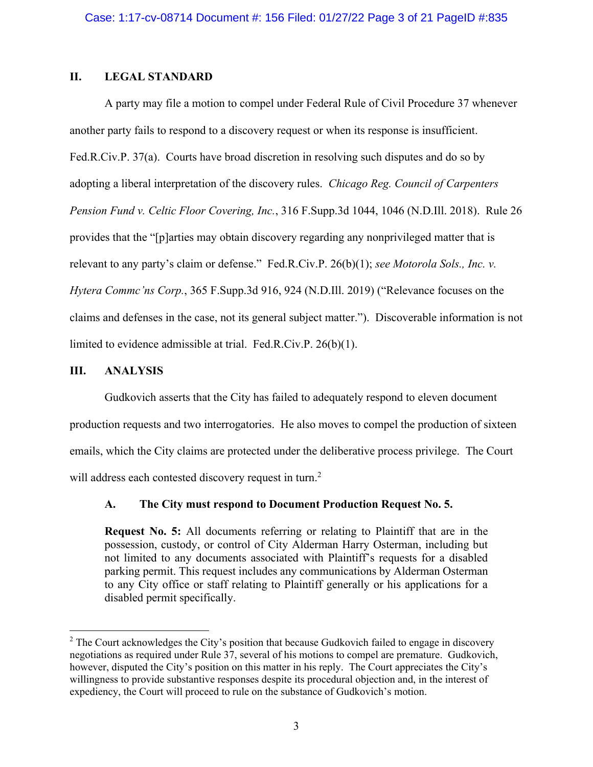## II. LEGAL STANDARD

A party may file a motion to compel under Federal Rule of Civil Procedure 37 whenever another party fails to respond to a discovery request or when its response is insufficient. Fed.R.Civ.P. 37(a). Courts have broad discretion in resolving such disputes and do so by adopting a liberal interpretation of the discovery rules. *Chicago Reg. Council of Carpenters Pension Fund v. Celtic Floor Covering, Inc.*, 316 F.Supp.3d 1044, 1046 (N.D.Ill. 2018). Rule 26 provides that the "[p]arties may obtain discovery regarding any nonprivileged matter that is relevant to any party's claim or defense." Fed.R.Civ.P. 26(b)(1); *see Motorola Sols., Inc. v. Hytera Commc'ns Corp.*, 365 F.Supp.3d 916, 924 (N.D.Ill. 2019) ("Relevance focuses on the claims and defenses in the case, not its general subject matter."). Discoverable information is not limited to evidence admissible at trial. Fed.R.Civ.P. 26(b)(1).

## III. ANALYSIS

Gudkovich asserts that the City has failed to adequately respond to eleven document production requests and two interrogatories. He also moves to compel the production of sixteen emails, which the City claims are protected under the deliberative process privilege. The Court will address each contested discovery request in turn.[2]

### A. The City must respond to Document Production Request No. 5.

> **Request No. 5:** All documents referring or relating to Plaintiff that are in the possession, custody, or control of City Alderman Harry Osterman, including but not limited to any documents associated with Plaintiff's requests for a disabled parking permit. This request includes any communications by Alderman Osterman to any City office or staff relating to Plaintiff generally or his applications for a disabled permit specifically.

---

[2] The Court acknowledges the City's position that because Gudkovich failed to engage in discovery negotiations as required under Rule 37, several of his motions to compel are premature. Gudkovich, however, disputed the City's position on this matter in his reply. The Court appreciates the City's willingness to provide substantive responses despite its procedural objection and, in the interest of expediency, the Court will proceed to rule on the substance of Gudkovich's motion.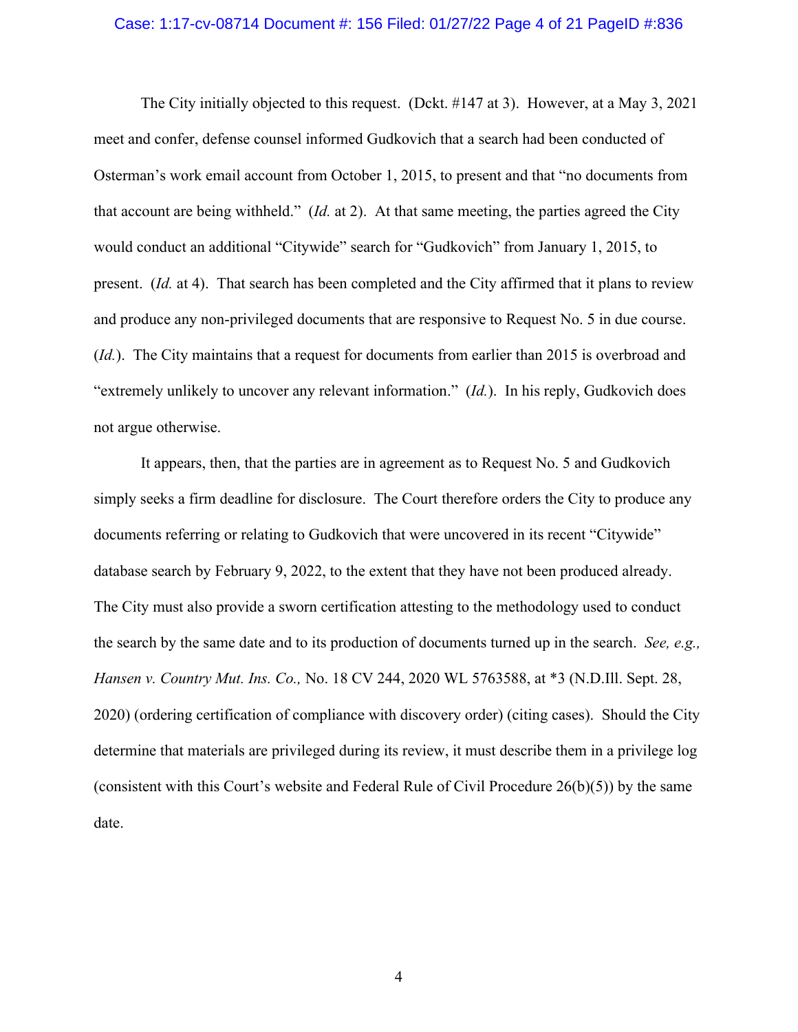The City initially objected to this request. (Dckt. #147 at 3). However, at a May 3, 2021 meet and confer, defense counsel informed Gudkovich that a search had been conducted of Osterman's work email account from October 1, 2015, to present and that "no documents from that account are being withheld." (*Id.* at 2). At that same meeting, the parties agreed the City would conduct an additional "Citywide" search for "Gudkovich" from January 1, 2015, to present. (*Id.* at 4). That search has been completed and the City affirmed that it plans to review and produce any non-privileged documents that are responsive to Request No. 5 in due course. (*Id.*). The City maintains that a request for documents from earlier than 2015 is overbroad and "extremely unlikely to uncover any relevant information." (*Id.*). In his reply, Gudkovich does not argue otherwise.

It appears, then, that the parties are in agreement as to Request No. 5 and Gudkovich simply seeks a firm deadline for disclosure. The Court therefore orders the City to produce any documents referring or relating to Gudkovich that were uncovered in its recent "Citywide" database search by February 9, 2022, to the extent that they have not been produced already. The City must also provide a sworn certification attesting to the methodology used to conduct the search by the same date and to its production of documents turned up in the search. *See, e.g., Hansen v. Country Mut. Ins. Co.,* No. 18 CV 244, 2020 WL 5763588, at *3 (N.D.Ill. Sept. 28, 2020) (ordering certification of compliance with discovery order) (citing cases). Should the City determine that materials are privileged during its review, it must describe them in a privilege log (consistent with this Court's website and Federal Rule of Civil Procedure 26(b)(5)) by the same date.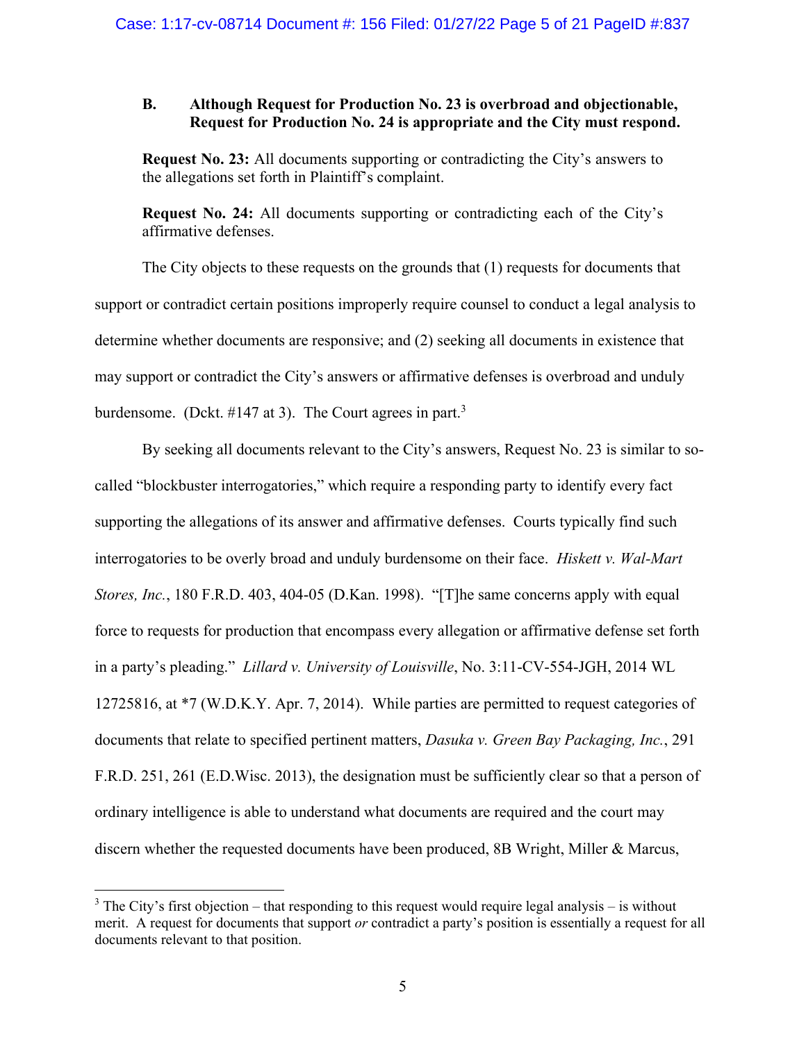### B. Although Request for Production No. 23 is overbroad and objectionable, Request for Production No. 24 is appropriate and the City must respond.

> **Request No. 23:** All documents supporting or contradicting the City's answers to the allegations set forth in Plaintiff's complaint.
>
> **Request No. 24:** All documents supporting or contradicting each of the City's affirmative defenses.

The City objects to these requests on the grounds that (1) requests for documents that support or contradict certain positions improperly require counsel to conduct a legal analysis to determine whether documents are responsive; and (2) seeking all documents in existence that may support or contradict the City's answers or affirmative defenses is overbroad and unduly burdensome. (Dckt. #147 at 3). The Court agrees in part.[3]

By seeking all documents relevant to the City's answers, Request No. 23 is similar to so-called "blockbuster interrogatories," which require a responding party to identify every fact supporting the allegations of its answer and affirmative defenses. Courts typically find such interrogatories to be overly broad and unduly burdensome on their face. *Hiskett v. Wal-Mart Stores, Inc.*, 180 F.R.D. 403, 404-05 (D.Kan. 1998). "[T]he same concerns apply with equal force to requests for production that encompass every allegation or affirmative defense set forth in a party's pleading." *Lillard v. University of Louisville*, No. 3:11-CV-554-JGH, 2014 WL 12725816, at *7 (W.D.K.Y. Apr. 7, 2014). While parties are permitted to request categories of documents that relate to specified pertinent matters, *Dasuka v. Green Bay Packaging, Inc.*, 291 F.R.D. 251, 261 (E.D.Wisc. 2013), the designation must be sufficiently clear so that a person of ordinary intelligence is able to understand what documents are required and the court may discern whether the requested documents have been produced, 8B Wright, Miller & Marcus,

[3] The City's first objection – that responding to this request would require legal analysis – is without merit. A request for documents that support *or* contradict a party's position is essentially a request for all documents relevant to that position.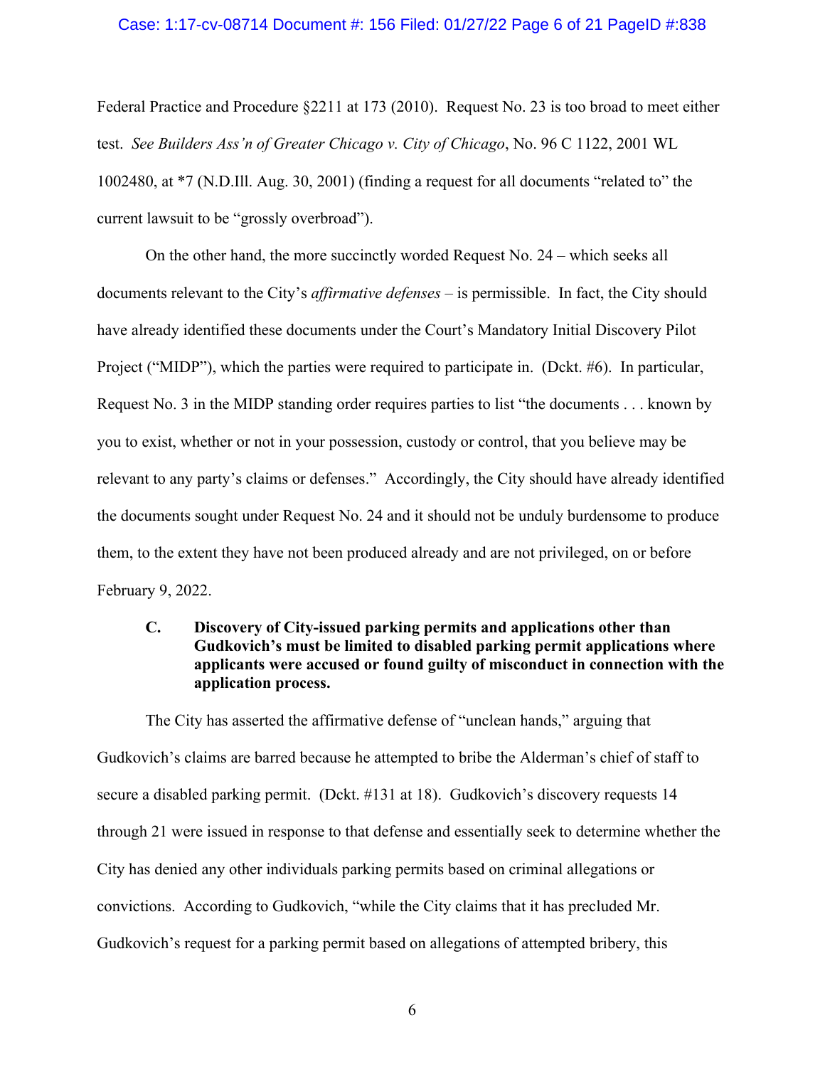Federal Practice and Procedure §2211 at 173 (2010). Request No. 23 is too broad to meet either test. *See Builders Ass'n of Greater Chicago v. City of Chicago*, No. 96 C 1122, 2001 WL 1002480, at *7 (N.D.Ill. Aug. 30, 2001) (finding a request for all documents "related to" the current lawsuit to be "grossly overbroad").

On the other hand, the more succinctly worded Request No. 24 – which seeks all documents relevant to the City's *affirmative defenses* – is permissible. In fact, the City should have already identified these documents under the Court's Mandatory Initial Discovery Pilot Project ("MIDP"), which the parties were required to participate in. (Dckt. #6). In particular, Request No. 3 in the MIDP standing order requires parties to list "the documents . . . known by you to exist, whether or not in your possession, custody or control, that you believe may be relevant to any party's claims or defenses." Accordingly, the City should have already identified the documents sought under Request No. 24 and it should not be unduly burdensome to produce them, to the extent they have not been produced already and are not privileged, on or before February 9, 2022.

### C. Discovery of City-issued parking permits and applications other than Gudkovich's must be limited to disabled parking permit applications where applicants were accused or found guilty of misconduct in connection with the application process.

The City has asserted the affirmative defense of "unclean hands," arguing that Gudkovich's claims are barred because he attempted to bribe the Alderman's chief of staff to secure a disabled parking permit. (Dckt. #131 at 18). Gudkovich's discovery requests 14 through 21 were issued in response to that defense and essentially seek to determine whether the City has denied any other individuals parking permits based on criminal allegations or convictions. According to Gudkovich, "while the City claims that it has precluded Mr. Gudkovich's request for a parking permit based on allegations of attempted bribery, this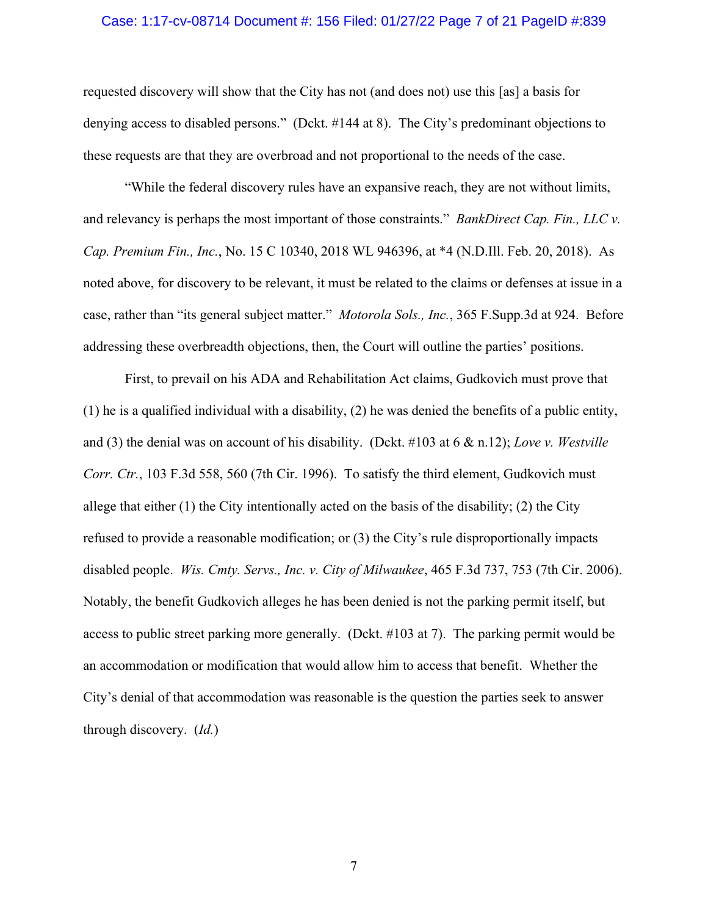requested discovery will show that the City has not (and does not) use this [as] a basis for denying access to disabled persons." (Dckt. #144 at 8). The City's predominant objections to these requests are that they are overbroad and not proportional to the needs of the case.

"While the federal discovery rules have an expansive reach, they are not without limits, and relevancy is perhaps the most important of those constraints." *BankDirect Cap. Fin., LLC v. Cap. Premium Fin., Inc.*, No. 15 C 10340, 2018 WL 946396, at *4 (N.D.Ill. Feb. 20, 2018). As noted above, for discovery to be relevant, it must be related to the claims or defenses at issue in a case, rather than "its general subject matter." *Motorola Sols., Inc.*, 365 F.Supp.3d at 924. Before addressing these overbreadth objections, then, the Court will outline the parties' positions.

First, to prevail on his ADA and Rehabilitation Act claims, Gudkovich must prove that (1) he is a qualified individual with a disability, (2) he was denied the benefits of a public entity, and (3) the denial was on account of his disability. (Dckt. #103 at 6 & n.12); *Love v. Westville Corr. Ctr.*, 103 F.3d 558, 560 (7th Cir. 1996). To satisfy the third element, Gudkovich must allege that either (1) the City intentionally acted on the basis of the disability; (2) the City refused to provide a reasonable modification; or (3) the City's rule disproportionally impacts disabled people. *Wis. Cmty. Servs., Inc. v. City of Milwaukee*, 465 F.3d 737, 753 (7th Cir. 2006). Notably, the benefit Gudkovich alleges he has been denied is not the parking permit itself, but access to public street parking more generally. (Dckt. #103 at 7). The parking permit would be an accommodation or modification that would allow him to access that benefit. Whether the City's denial of that accommodation was reasonable is the question the parties seek to answer through discovery. (*Id.*)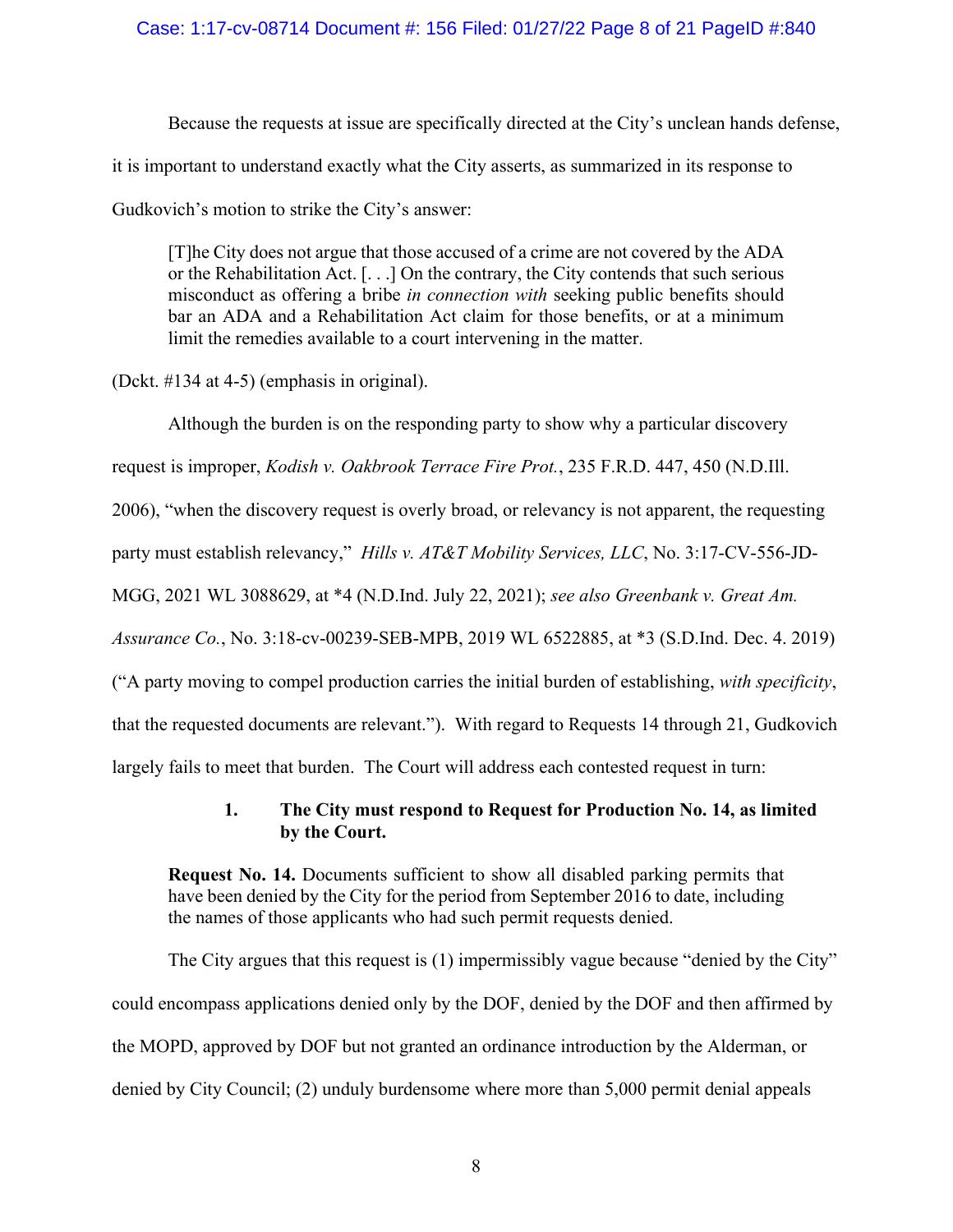Because the requests at issue are specifically directed at the City's unclean hands defense, it is important to understand exactly what the City asserts, as summarized in its response to Gudkovich's motion to strike the City's answer:

> [T]he City does not argue that those accused of a crime are not covered by the ADA or the Rehabilitation Act. [. . .] On the contrary, the City contends that such serious misconduct as offering a bribe *in connection with* seeking public benefits should bar an ADA and a Rehabilitation Act claim for those benefits, or at a minimum limit the remedies available to a court intervening in the matter.

(Dckt. #134 at 4-5) (emphasis in original).

Although the burden is on the responding party to show why a particular discovery request is improper, *Kodish v. Oakbrook Terrace Fire Prot.*, 235 F.R.D. 447, 450 (N.D.Ill. 2006), "when the discovery request is overly broad, or relevancy is not apparent, the requesting party must establish relevancy," *Hills v. AT&T Mobility Services, LLC*, No. 3:17-CV-556-JD-MGG, 2021 WL 3088629, at *4 (N.D.Ind. July 22, 2021); *see also Greenbank v. Great Am. Assurance Co.*, No. 3:18-cv-00239-SEB-MPB, 2019 WL 6522885, at *3 (S.D.Ind. Dec. 4. 2019) ("A party moving to compel production carries the initial burden of establishing, *with specificity*, that the requested documents are relevant."). With regard to Requests 14 through 21, Gudkovich largely fails to meet that burden. The Court will address each contested request in turn:

### 1. The City must respond to Request for Production No. 14, as limited by the Court.

> **Request No. 14.** Documents sufficient to show all disabled parking permits that have been denied by the City for the period from September 2016 to date, including the names of those applicants who had such permit requests denied.

The City argues that this request is (1) impermissibly vague because "denied by the City" could encompass applications denied only by the DOF, denied by the DOF and then affirmed by the MOPD, approved by DOF but not granted an ordinance introduction by the Alderman, or denied by City Council; (2) unduly burdensome where more than 5,000 permit denial appeals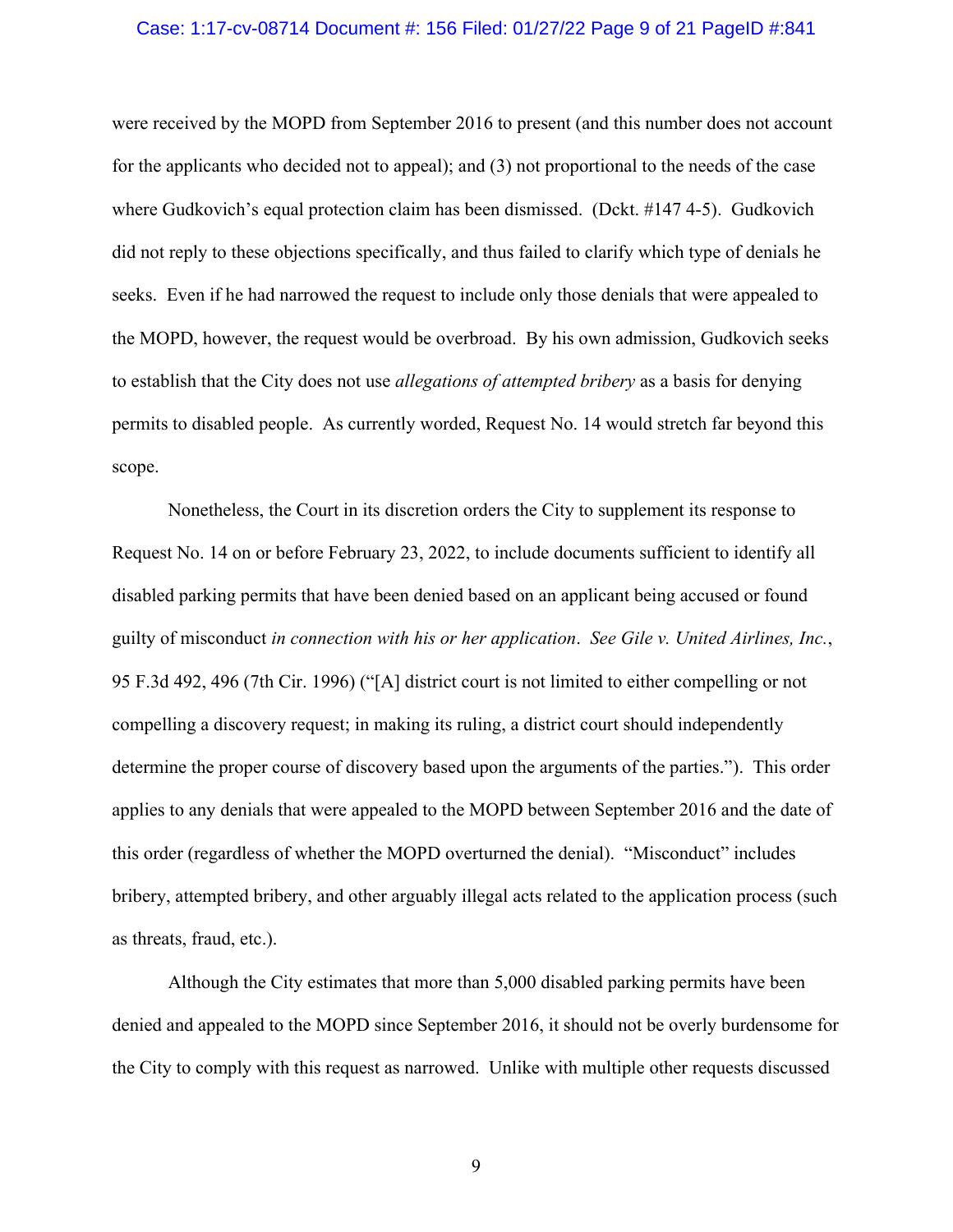were received by the MOPD from September 2016 to present (and this number does not account for the applicants who decided not to appeal); and (3) not proportional to the needs of the case where Gudkovich's equal protection claim has been dismissed. (Dckt. #147 4-5). Gudkovich did not reply to these objections specifically, and thus failed to clarify which type of denials he seeks. Even if he had narrowed the request to include only those denials that were appealed to the MOPD, however, the request would be overbroad. By his own admission, Gudkovich seeks to establish that the City does not use *allegations of attempted bribery* as a basis for denying permits to disabled people. As currently worded, Request No. 14 would stretch far beyond this scope.

Nonetheless, the Court in its discretion orders the City to supplement its response to Request No. 14 on or before February 23, 2022, to include documents sufficient to identify all disabled parking permits that have been denied based on an applicant being accused or found guilty of misconduct *in connection with his or her application*. *See Gile v. United Airlines, Inc.*, 95 F.3d 492, 496 (7th Cir. 1996) ("[A] district court is not limited to either compelling or not compelling a discovery request; in making its ruling, a district court should independently determine the proper course of discovery based upon the arguments of the parties."). This order applies to any denials that were appealed to the MOPD between September 2016 and the date of this order (regardless of whether the MOPD overturned the denial). "Misconduct" includes bribery, attempted bribery, and other arguably illegal acts related to the application process (such as threats, fraud, etc.).

Although the City estimates that more than 5,000 disabled parking permits have been denied and appealed to the MOPD since September 2016, it should not be overly burdensome for the City to comply with this request as narrowed. Unlike with multiple other requests discussed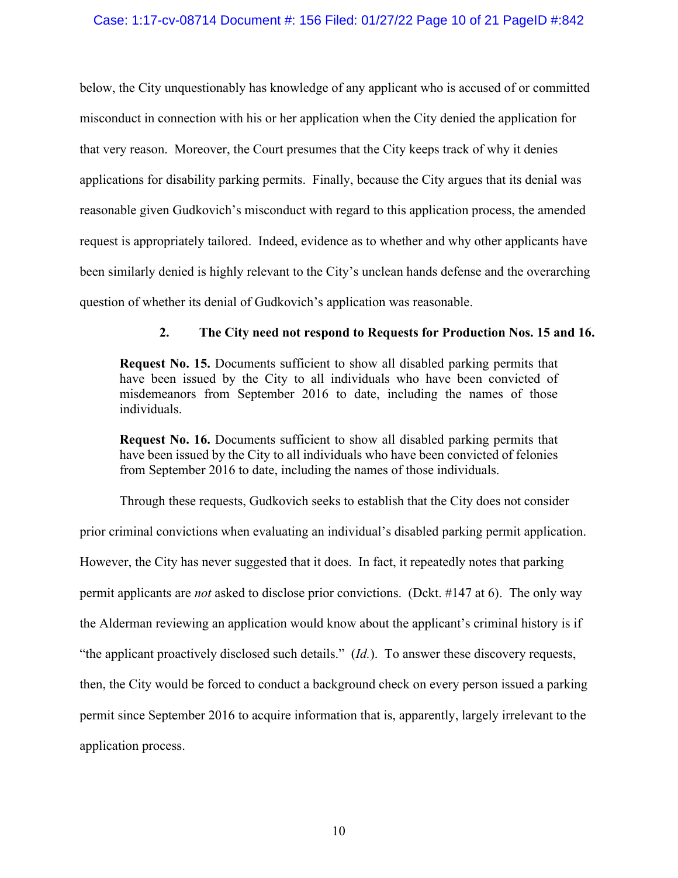below, the City unquestionably has knowledge of any applicant who is accused of or committed misconduct in connection with his or her application when the City denied the application for that very reason. Moreover, the Court presumes that the City keeps track of why it denies applications for disability parking permits. Finally, because the City argues that its denial was reasonable given Gudkovich's misconduct with regard to this application process, the amended request is appropriately tailored. Indeed, evidence as to whether and why other applicants have been similarly denied is highly relevant to the City's unclean hands defense and the overarching question of whether its denial of Gudkovich's application was reasonable.

### 2. The City need not respond to Requests for Production Nos. 15 and 16.

> **Request No. 15.** Documents sufficient to show all disabled parking permits that have been issued by the City to all individuals who have been convicted of misdemeanors from September 2016 to date, including the names of those individuals.
>
> **Request No. 16.** Documents sufficient to show all disabled parking permits that have been issued by the City to all individuals who have been convicted of felonies from September 2016 to date, including the names of those individuals.

Through these requests, Gudkovich seeks to establish that the City does not consider prior criminal convictions when evaluating an individual's disabled parking permit application. However, the City has never suggested that it does. In fact, it repeatedly notes that parking permit applicants are *not* asked to disclose prior convictions. (Dckt. #147 at 6). The only way the Alderman reviewing an application would know about the applicant's criminal history is if "the applicant proactively disclosed such details." (*Id.*). To answer these discovery requests, then, the City would be forced to conduct a background check on every person issued a parking permit since September 2016 to acquire information that is, apparently, largely irrelevant to the application process.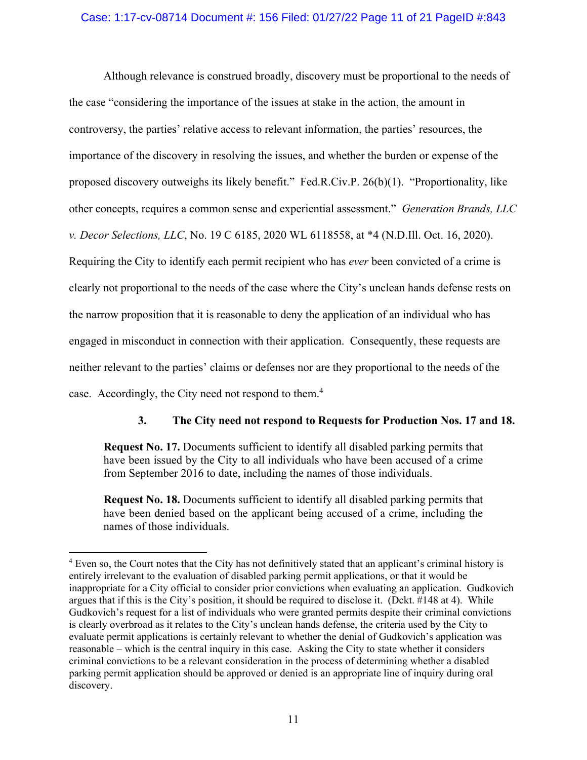Although relevance is construed broadly, discovery must be proportional to the needs of the case "considering the importance of the issues at stake in the action, the amount in controversy, the parties' relative access to relevant information, the parties' resources, the importance of the discovery in resolving the issues, and whether the burden or expense of the proposed discovery outweighs its likely benefit." Fed.R.Civ.P. 26(b)(1). "Proportionality, like other concepts, requires a common sense and experiential assessment." *Generation Brands, LLC v. Decor Selections, LLC*, No. 19 C 6185, 2020 WL 6118558, at *4 (N.D.Ill. Oct. 16, 2020). Requiring the City to identify each permit recipient who has *ever* been convicted of a crime is clearly not proportional to the needs of the case where the City's unclean hands defense rests on the narrow proposition that it is reasonable to deny the application of an individual who has engaged in misconduct in connection with their application. Consequently, these requests are neither relevant to the parties' claims or defenses nor are they proportional to the needs of the case. Accordingly, the City need not respond to them.[4]

### 3. The City need not respond to Requests for Production Nos. 17 and 18.

> **Request No. 17.** Documents sufficient to identify all disabled parking permits that have been issued by the City to all individuals who have been accused of a crime from September 2016 to date, including the names of those individuals.
>
> **Request No. 18.** Documents sufficient to identify all disabled parking permits that have been denied based on the applicant being accused of a crime, including the names of those individuals.

---

[4] Even so, the Court notes that the City has not definitively stated that an applicant's criminal history is entirely irrelevant to the evaluation of disabled parking permit applications, or that it would be inappropriate for a City official to consider prior convictions when evaluating an application. Gudkovich argues that if this is the City's position, it should be required to disclose it. (Dckt. #148 at 4). While Gudkovich's request for a list of individuals who were granted permits despite their criminal convictions is clearly overbroad as it relates to the City's unclean hands defense, the criteria used by the City to evaluate permit applications is certainly relevant to whether the denial of Gudkovich's application was reasonable – which is the central inquiry in this case. Asking the City to state whether it considers criminal convictions to be a relevant consideration in the process of determining whether a disabled parking permit application should be approved or denied is an appropriate line of inquiry during oral discovery.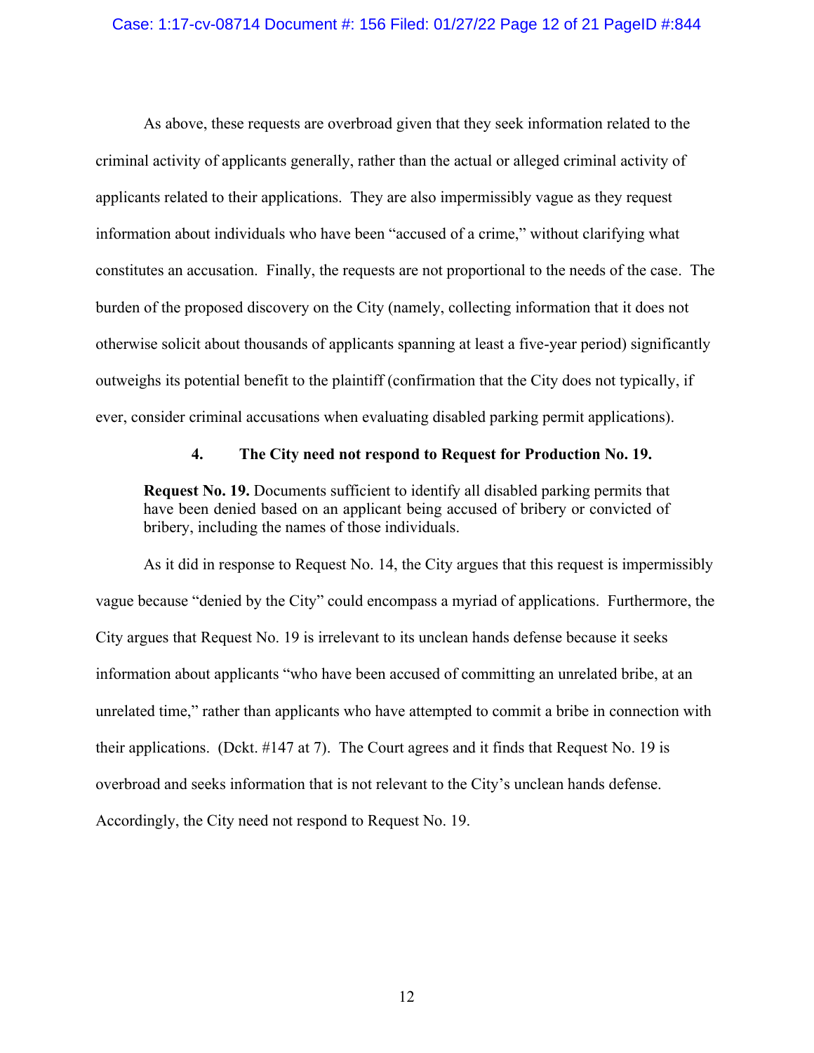As above, these requests are overbroad given that they seek information related to the criminal activity of applicants generally, rather than the actual or alleged criminal activity of applicants related to their applications. They are also impermissibly vague as they request information about individuals who have been "accused of a crime," without clarifying what constitutes an accusation. Finally, the requests are not proportional to the needs of the case. The burden of the proposed discovery on the City (namely, collecting information that it does not otherwise solicit about thousands of applicants spanning at least a five-year period) significantly outweighs its potential benefit to the plaintiff (confirmation that the City does not typically, if ever, consider criminal accusations when evaluating disabled parking permit applications).

### 4. The City need not respond to Request for Production No. 19.

> **Request No. 19.** Documents sufficient to identify all disabled parking permits that have been denied based on an applicant being accused of bribery or convicted of bribery, including the names of those individuals.

As it did in response to Request No. 14, the City argues that this request is impermissibly vague because "denied by the City" could encompass a myriad of applications. Furthermore, the City argues that Request No. 19 is irrelevant to its unclean hands defense because it seeks information about applicants "who have been accused of committing an unrelated bribe, at an unrelated time," rather than applicants who have attempted to commit a bribe in connection with their applications. (Dckt. #147 at 7). The Court agrees and it finds that Request No. 19 is overbroad and seeks information that is not relevant to the City's unclean hands defense. Accordingly, the City need not respond to Request No. 19.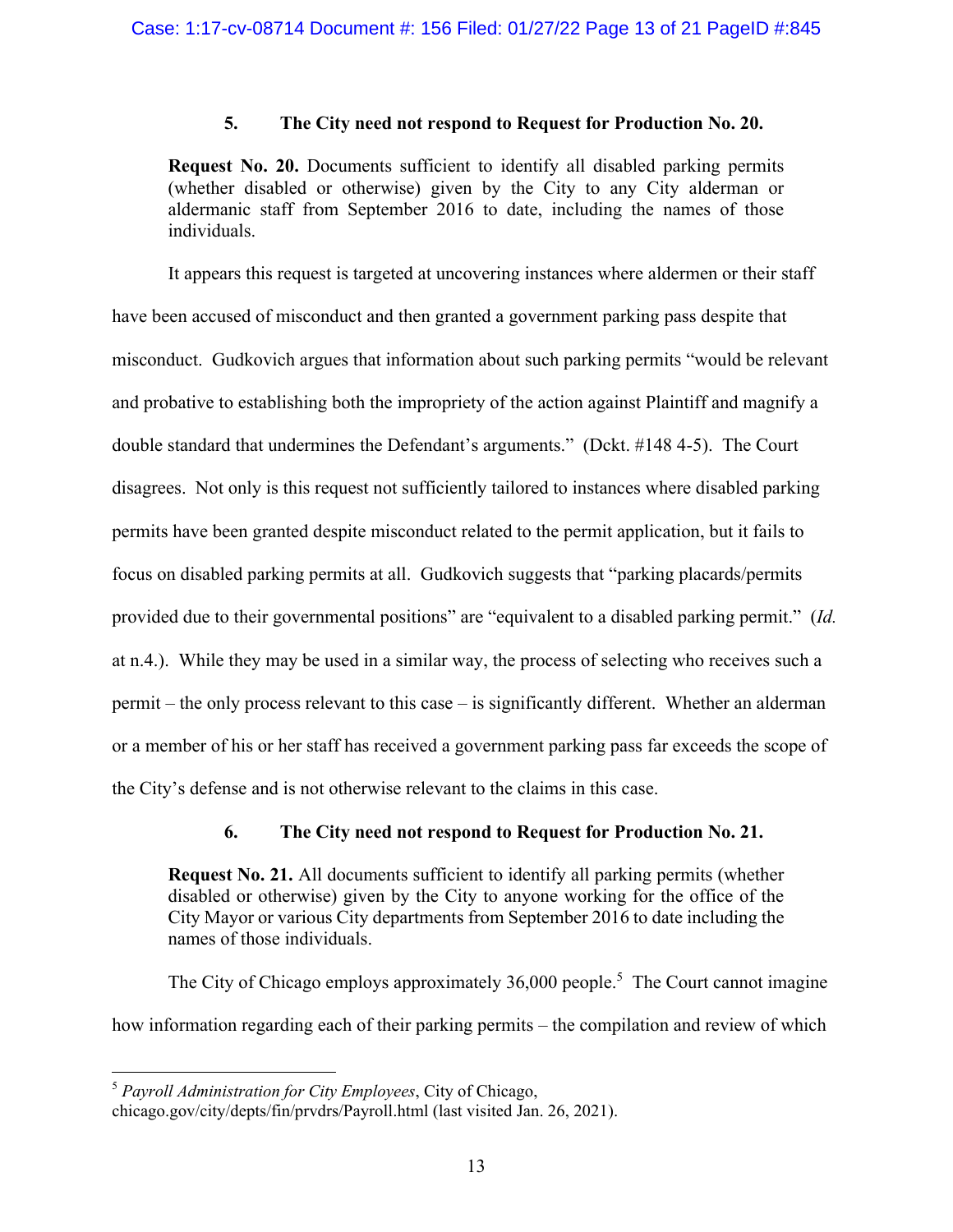### 5. The City need not respond to Request for Production No. 20.

> **Request No. 20.** Documents sufficient to identify all disabled parking permits (whether disabled or otherwise) given by the City to any City alderman or aldermanic staff from September 2016 to date, including the names of those individuals.

It appears this request is targeted at uncovering instances where aldermen or their staff have been accused of misconduct and then granted a government parking pass despite that misconduct. Gudkovich argues that information about such parking permits "would be relevant and probative to establishing both the impropriety of the action against Plaintiff and magnify a double standard that undermines the Defendant's arguments." (Dckt. #148 4-5). The Court disagrees. Not only is this request not sufficiently tailored to instances where disabled parking permits have been granted despite misconduct related to the permit application, but it fails to focus on disabled parking permits at all. Gudkovich suggests that "parking placards/permits provided due to their governmental positions" are "equivalent to a disabled parking permit." (*Id.* at n.4.). While they may be used in a similar way, the process of selecting who receives such a permit – the only process relevant to this case – is significantly different. Whether an alderman or a member of his or her staff has received a government parking pass far exceeds the scope of the City's defense and is not otherwise relevant to the claims in this case.

### 6. The City need not respond to Request for Production No. 21.

> **Request No. 21.** All documents sufficient to identify all parking permits (whether disabled or otherwise) given by the City to anyone working for the office of the City Mayor or various City departments from September 2016 to date including the names of those individuals.

The City of Chicago employs approximately 36,000 people.[5] The Court cannot imagine how information regarding each of their parking permits – the compilation and review of which

---

[5] *Payroll Administration for City Employees*, City of Chicago, chicago.gov/city/depts/fin/prvdrs/Payroll.html (last visited Jan. 26, 2021).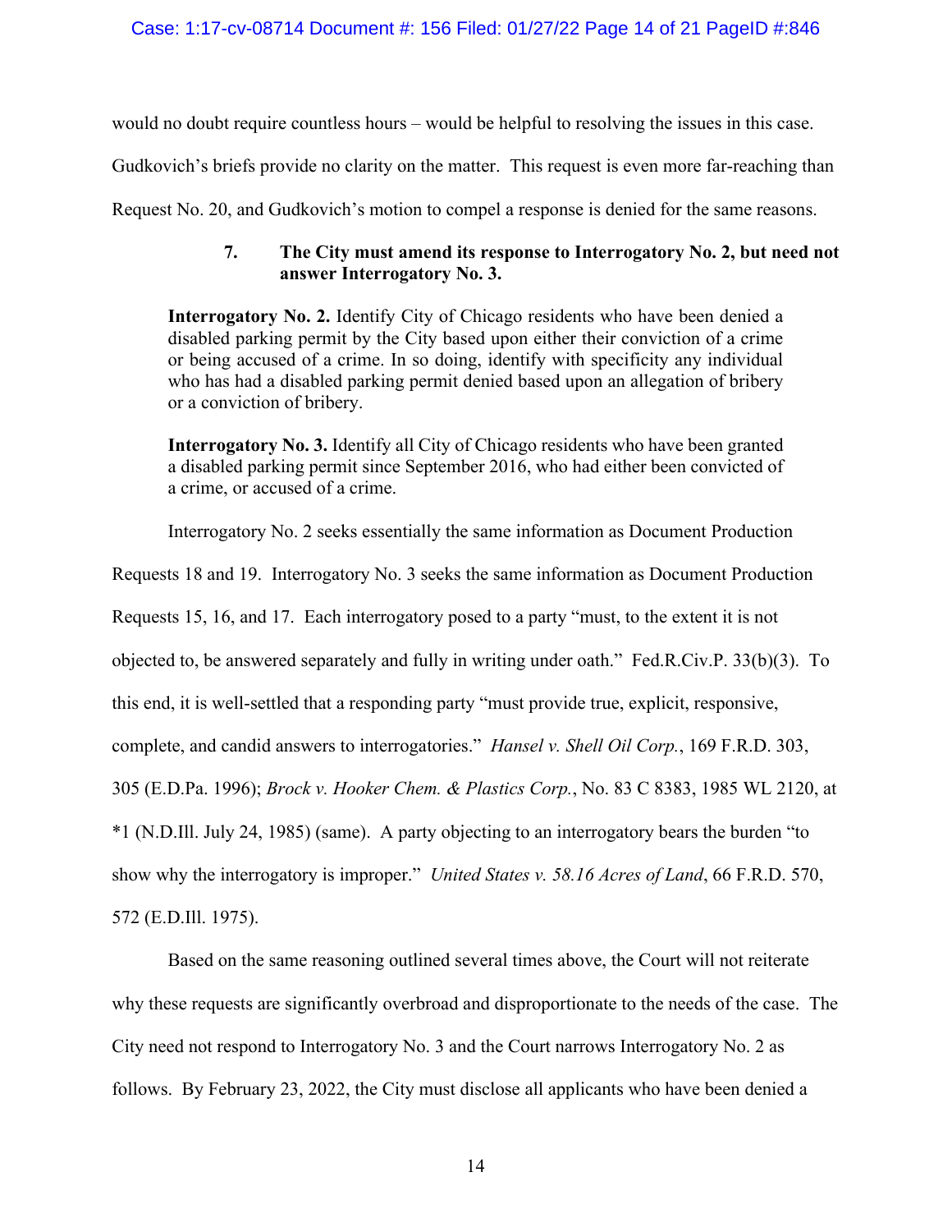would no doubt require countless hours – would be helpful to resolving the issues in this case. Gudkovich's briefs provide no clarity on the matter. This request is even more far-reaching than Request No. 20, and Gudkovich's motion to compel a response is denied for the same reasons.

### 7. The City must amend its response to Interrogatory No. 2, but need not answer Interrogatory No. 3.

> **Interrogatory No. 2.** Identify City of Chicago residents who have been denied a disabled parking permit by the City based upon either their conviction of a crime or being accused of a crime. In so doing, identify with specificity any individual who has had a disabled parking permit denied based upon an allegation of bribery or a conviction of bribery.
>
> **Interrogatory No. 3.** Identify all City of Chicago residents who have been granted a disabled parking permit since September 2016, who had either been convicted of a crime, or accused of a crime.

Interrogatory No. 2 seeks essentially the same information as Document Production Requests 18 and 19. Interrogatory No. 3 seeks the same information as Document Production Requests 15, 16, and 17. Each interrogatory posed to a party "must, to the extent it is not objected to, be answered separately and fully in writing under oath." Fed.R.Civ.P. 33(b)(3). To this end, it is well-settled that a responding party "must provide true, explicit, responsive, complete, and candid answers to interrogatories." *Hansel v. Shell Oil Corp.*, 169 F.R.D. 303, 305 (E.D.Pa. 1996); *Brock v. Hooker Chem. & Plastics Corp.*, No. 83 C 8383, 1985 WL 2120, at *1 (N.D.Ill. July 24, 1985) (same). A party objecting to an interrogatory bears the burden "to show why the interrogatory is improper." *United States v. 58.16 Acres of Land*, 66 F.R.D. 570, 572 (E.D.Ill. 1975).

Based on the same reasoning outlined several times above, the Court will not reiterate why these requests are significantly overbroad and disproportionate to the needs of the case. The City need not respond to Interrogatory No. 3 and the Court narrows Interrogatory No. 2 as follows. By February 23, 2022, the City must disclose all applicants who have been denied a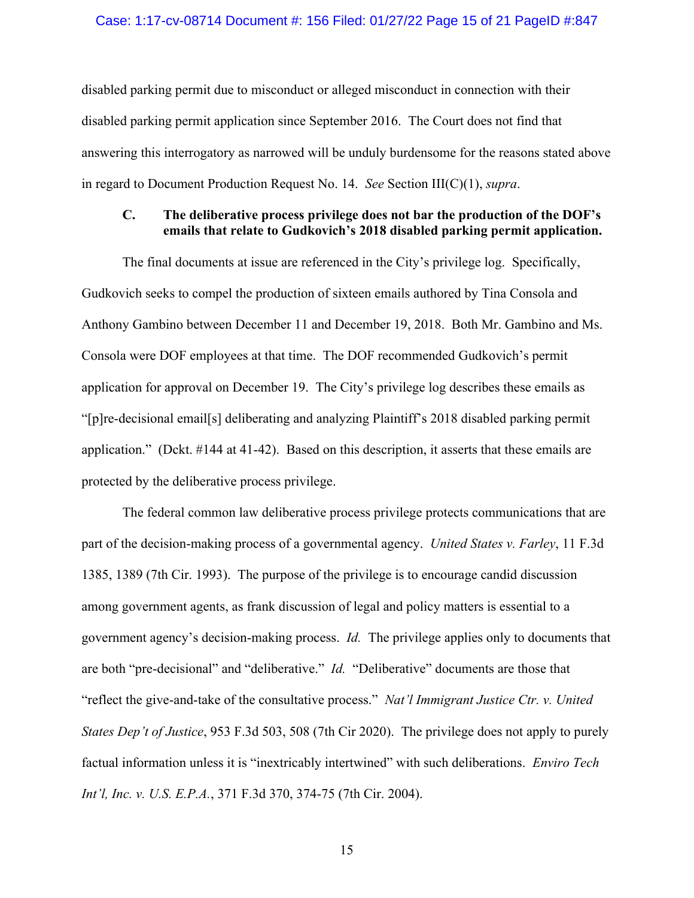disabled parking permit due to misconduct or alleged misconduct in connection with their disabled parking permit application since September 2016. The Court does not find that answering this interrogatory as narrowed will be unduly burdensome for the reasons stated above in regard to Document Production Request No. 14. *See* Section III(C)(1), *supra*.

### C. The deliberative process privilege does not bar the production of the DOF's emails that relate to Gudkovich's 2018 disabled parking permit application.

The final documents at issue are referenced in the City's privilege log. Specifically, Gudkovich seeks to compel the production of sixteen emails authored by Tina Consola and Anthony Gambino between December 11 and December 19, 2018. Both Mr. Gambino and Ms. Consola were DOF employees at that time. The DOF recommended Gudkovich's permit application for approval on December 19. The City's privilege log describes these emails as "[p]re-decisional email[s] deliberating and analyzing Plaintiff's 2018 disabled parking permit application." (Dckt. #144 at 41-42). Based on this description, it asserts that these emails are protected by the deliberative process privilege.

The federal common law deliberative process privilege protects communications that are part of the decision-making process of a governmental agency. *United States v. Farley*, 11 F.3d 1385, 1389 (7th Cir. 1993). The purpose of the privilege is to encourage candid discussion among government agents, as frank discussion of legal and policy matters is essential to a government agency's decision-making process. *Id.* The privilege applies only to documents that are both "pre-decisional" and "deliberative." *Id.* "Deliberative" documents are those that "reflect the give-and-take of the consultative process." *Nat'l Immigrant Justice Ctr. v. United States Dep't of Justice*, 953 F.3d 503, 508 (7th Cir 2020). The privilege does not apply to purely factual information unless it is "inextricably intertwined" with such deliberations. *Enviro Tech Int'l, Inc. v. U.S. E.P.A.*, 371 F.3d 370, 374-75 (7th Cir. 2004).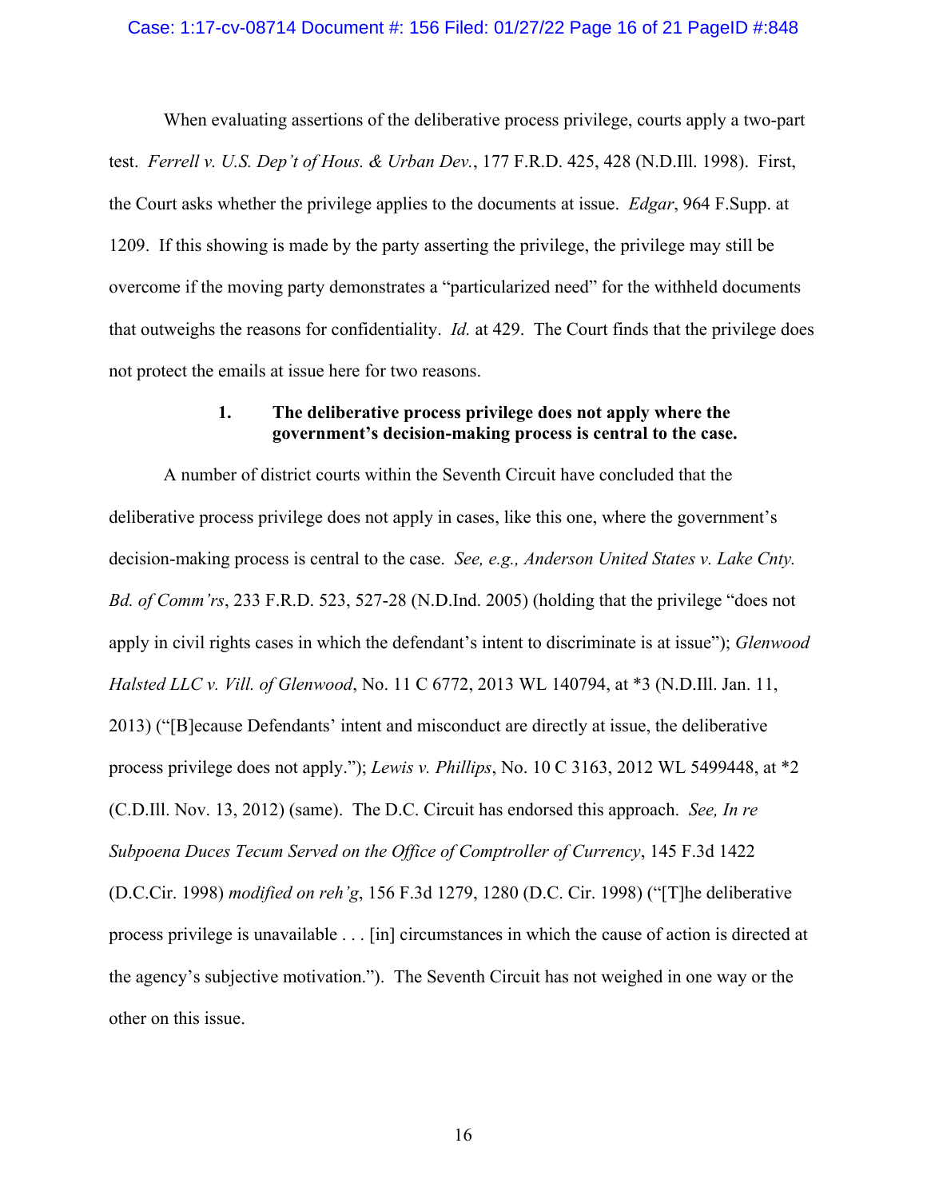When evaluating assertions of the deliberative process privilege, courts apply a two-part test. *Ferrell v. U.S. Dep't of Hous. & Urban Dev.*, 177 F.R.D. 425, 428 (N.D.Ill. 1998). First, the Court asks whether the privilege applies to the documents at issue. *Edgar*, 964 F.Supp. at 1209. If this showing is made by the party asserting the privilege, the privilege may still be overcome if the moving party demonstrates a "particularized need" for the withheld documents that outweighs the reasons for confidentiality. *Id.* at 429. The Court finds that the privilege does not protect the emails at issue here for two reasons.

**1. The deliberative process privilege does not apply where the government's decision-making process is central to the case.**

A number of district courts within the Seventh Circuit have concluded that the deliberative process privilege does not apply in cases, like this one, where the government's decision-making process is central to the case. *See, e.g., Anderson United States v. Lake Cnty. Bd. of Comm'rs*, 233 F.R.D. 523, 527-28 (N.D.Ind. 2005) (holding that the privilege "does not apply in civil rights cases in which the defendant's intent to discriminate is at issue"); *Glenwood Halsted LLC v. Vill. of Glenwood*, No. 11 C 6772, 2013 WL 140794, at *3 (N.D.Ill. Jan. 11, 2013) ("[B]ecause Defendants' intent and misconduct are directly at issue, the deliberative process privilege does not apply."); *Lewis v. Phillips*, No. 10 C 3163, 2012 WL 5499448, at *2 (C.D.Ill. Nov. 13, 2012) (same). The D.C. Circuit has endorsed this approach. *See, In re Subpoena Duces Tecum Served on the Office of Comptroller of Currency*, 145 F.3d 1422 (D.C.Cir. 1998) *modified on reh'g*, 156 F.3d 1279, 1280 (D.C. Cir. 1998) ("[T]he deliberative process privilege is unavailable . . . [in] circumstances in which the cause of action is directed at the agency's subjective motivation."). The Seventh Circuit has not weighed in one way or the other on this issue.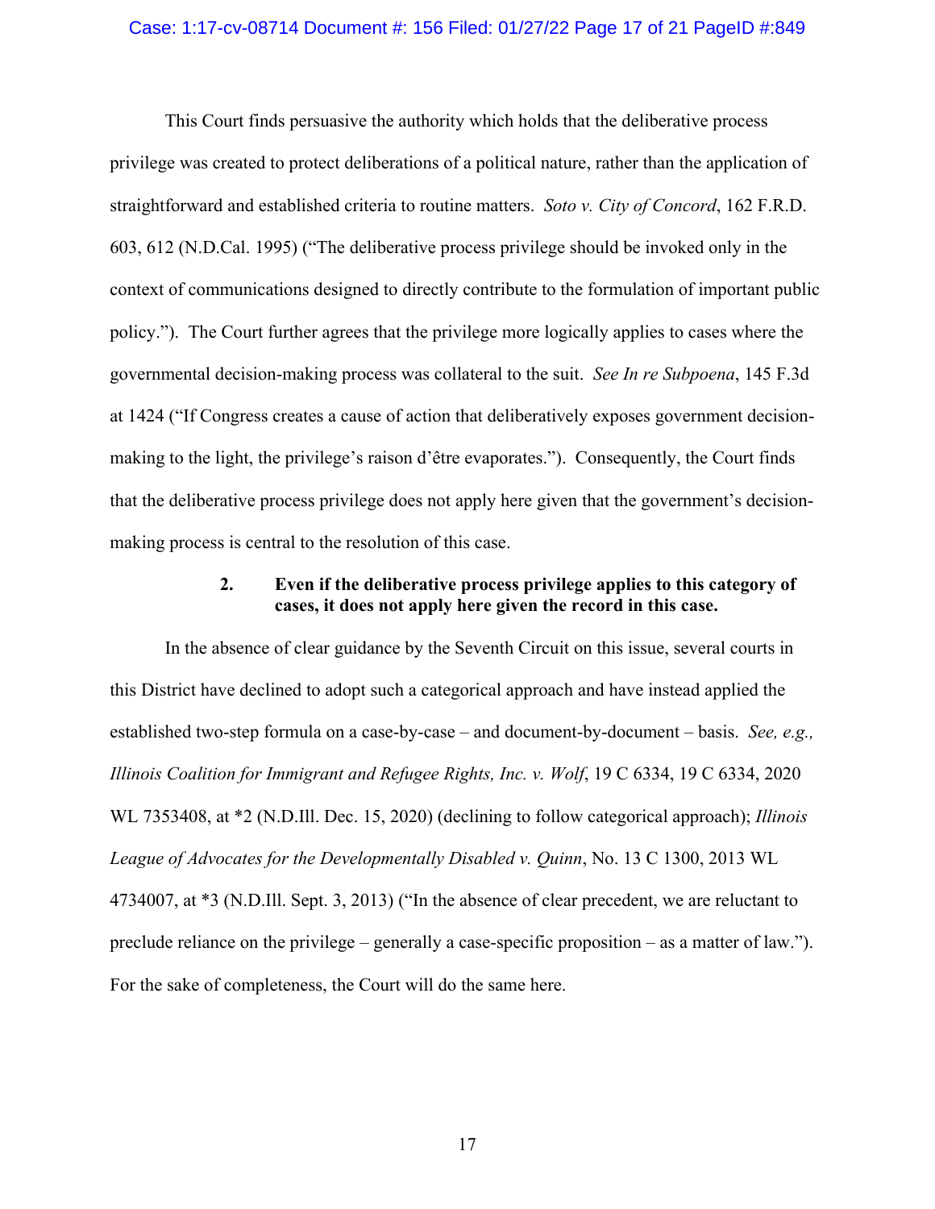This Court finds persuasive the authority which holds that the deliberative process privilege was created to protect deliberations of a political nature, rather than the application of straightforward and established criteria to routine matters. *Soto v. City of Concord*, 162 F.R.D. 603, 612 (N.D.Cal. 1995) ("The deliberative process privilege should be invoked only in the context of communications designed to directly contribute to the formulation of important public policy."). The Court further agrees that the privilege more logically applies to cases where the governmental decision-making process was collateral to the suit. *See In re Subpoena*, 145 F.3d at 1424 ("If Congress creates a cause of action that deliberatively exposes government decision-making to the light, the privilege's raison d'être evaporates."). Consequently, the Court finds that the deliberative process privilege does not apply here given that the government's decision-making process is central to the resolution of this case.

**2. Even if the deliberative process privilege applies to this category of cases, it does not apply here given the record in this case.**

In the absence of clear guidance by the Seventh Circuit on this issue, several courts in this District have declined to adopt such a categorical approach and have instead applied the established two-step formula on a case-by-case – and document-by-document – basis. *See, e.g., Illinois Coalition for Immigrant and Refugee Rights, Inc. v. Wolf*, 19 C 6334, 19 C 6334, 2020 WL 7353408, at *2 (N.D.Ill. Dec. 15, 2020) (declining to follow categorical approach); *Illinois League of Advocates for the Developmentally Disabled v. Quinn*, No. 13 C 1300, 2013 WL 4734007, at *3 (N.D.Ill. Sept. 3, 2013) ("In the absence of clear precedent, we are reluctant to preclude reliance on the privilege – generally a case-specific proposition – as a matter of law."). For the sake of completeness, the Court will do the same here.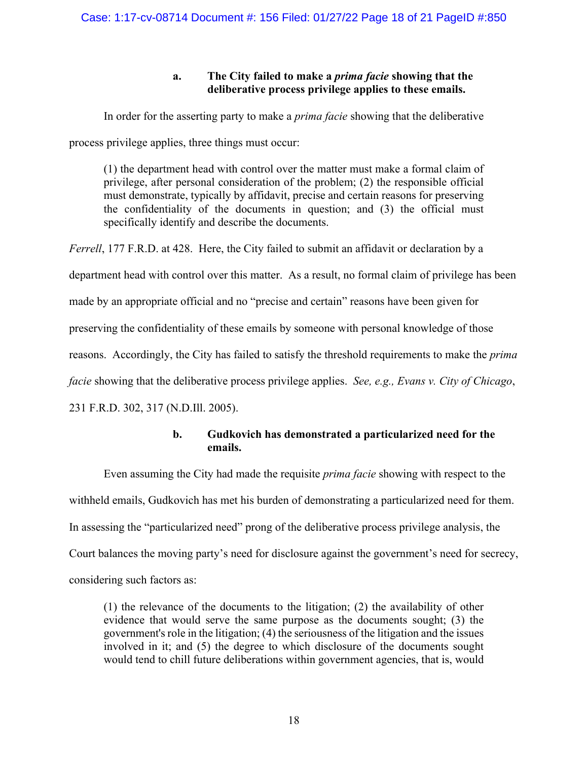### a. The City failed to make a *prima facie* showing that the deliberative process privilege applies to these emails.

In order for the asserting party to make a *prima facie* showing that the deliberative process privilege applies, three things must occur:

> (1) the department head with control over the matter must make a formal claim of privilege, after personal consideration of the problem; (2) the responsible official must demonstrate, typically by affidavit, precise and certain reasons for preserving the confidentiality of the documents in question; and (3) the official must specifically identify and describe the documents.

*Ferrell*, 177 F.R.D. at 428. Here, the City failed to submit an affidavit or declaration by a department head with control over this matter. As a result, no formal claim of privilege has been made by an appropriate official and no "precise and certain" reasons have been given for preserving the confidentiality of these emails by someone with personal knowledge of those reasons. Accordingly, the City has failed to satisfy the threshold requirements to make the *prima facie* showing that the deliberative process privilege applies. *See, e.g., Evans v. City of Chicago*, 231 F.R.D. 302, 317 (N.D.Ill. 2005).

### b. Gudkovich has demonstrated a particularized need for the emails.

Even assuming the City had made the requisite *prima facie* showing with respect to the withheld emails, Gudkovich has met his burden of demonstrating a particularized need for them. In assessing the "particularized need" prong of the deliberative process privilege analysis, the Court balances the moving party's need for disclosure against the government's need for secrecy, considering such factors as:

> (1) the relevance of the documents to the litigation; (2) the availability of other evidence that would serve the same purpose as the documents sought; (3) the government's role in the litigation; (4) the seriousness of the litigation and the issues involved in it; and (5) the degree to which disclosure of the documents sought would tend to chill future deliberations within government agencies, that is, would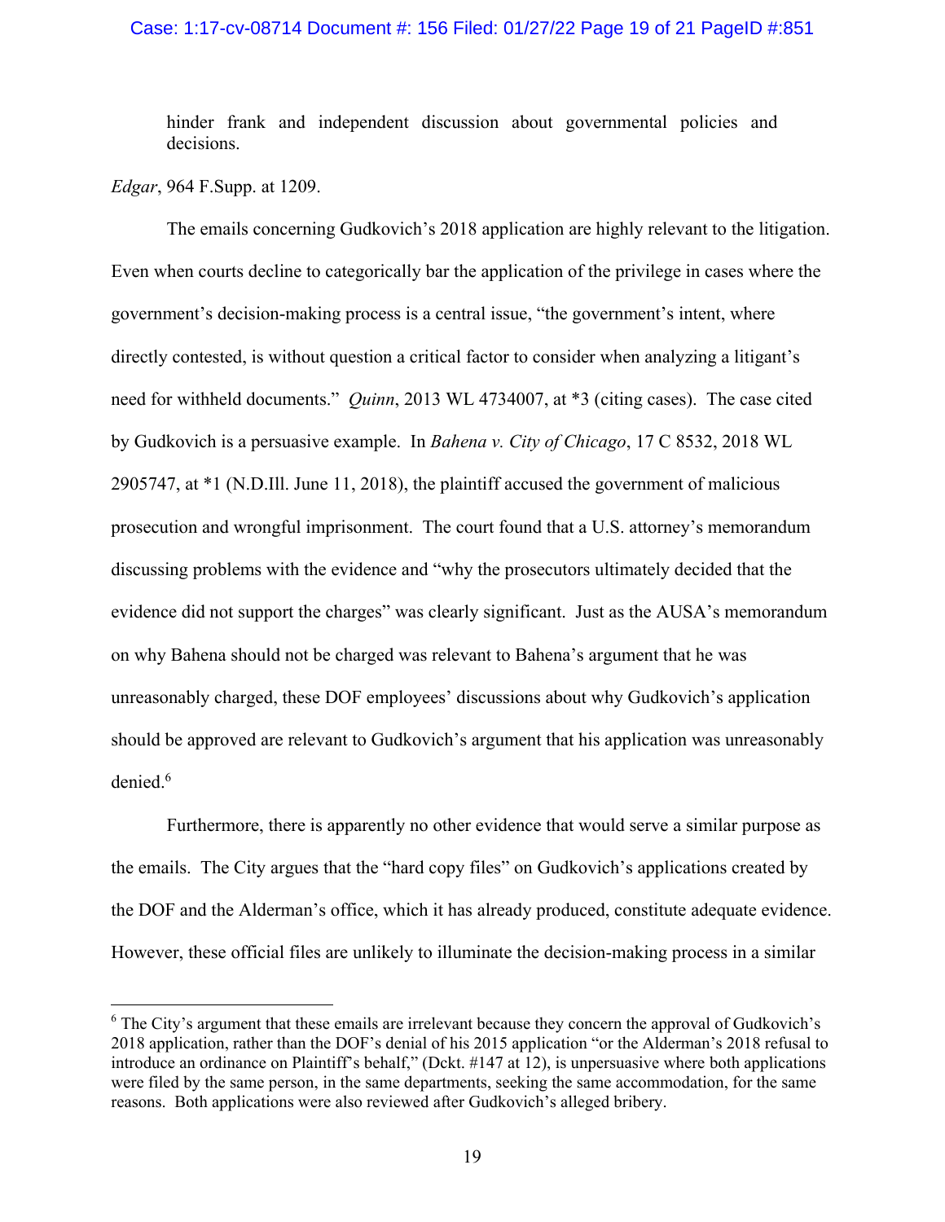hinder frank and independent discussion about governmental policies and decisions.

*Edgar*, 964 F.Supp. at 1209.

The emails concerning Gudkovich's 2018 application are highly relevant to the litigation. Even when courts decline to categorically bar the application of the privilege in cases where the government's decision-making process is a central issue, "the government's intent, where directly contested, is without question a critical factor to consider when analyzing a litigant's need for withheld documents." *Quinn*, 2013 WL 4734007, at *3 (citing cases). The case cited by Gudkovich is a persuasive example. In *Bahena v. City of Chicago*, 17 C 8532, 2018 WL 2905747, at *1 (N.D.Ill. June 11, 2018), the plaintiff accused the government of malicious prosecution and wrongful imprisonment. The court found that a U.S. attorney's memorandum discussing problems with the evidence and "why the prosecutors ultimately decided that the evidence did not support the charges" was clearly significant. Just as the AUSA's memorandum on why Bahena should not be charged was relevant to Bahena's argument that he was unreasonably charged, these DOF employees' discussions about why Gudkovich's application should be approved are relevant to Gudkovich's argument that his application was unreasonably denied.[6]

Furthermore, there is apparently no other evidence that would serve a similar purpose as the emails. The City argues that the "hard copy files" on Gudkovich's applications created by the DOF and the Alderman's office, which it has already produced, constitute adequate evidence. However, these official files are unlikely to illuminate the decision-making process in a similar

[6] The City's argument that these emails are irrelevant because they concern the approval of Gudkovich's 2018 application, rather than the DOF's denial of his 2015 application "or the Alderman's 2018 refusal to introduce an ordinance on Plaintiff's behalf," (Dckt. #147 at 12), is unpersuasive where both applications were filed by the same person, in the same departments, seeking the same accommodation, for the same reasons. Both applications were also reviewed after Gudkovich's alleged bribery.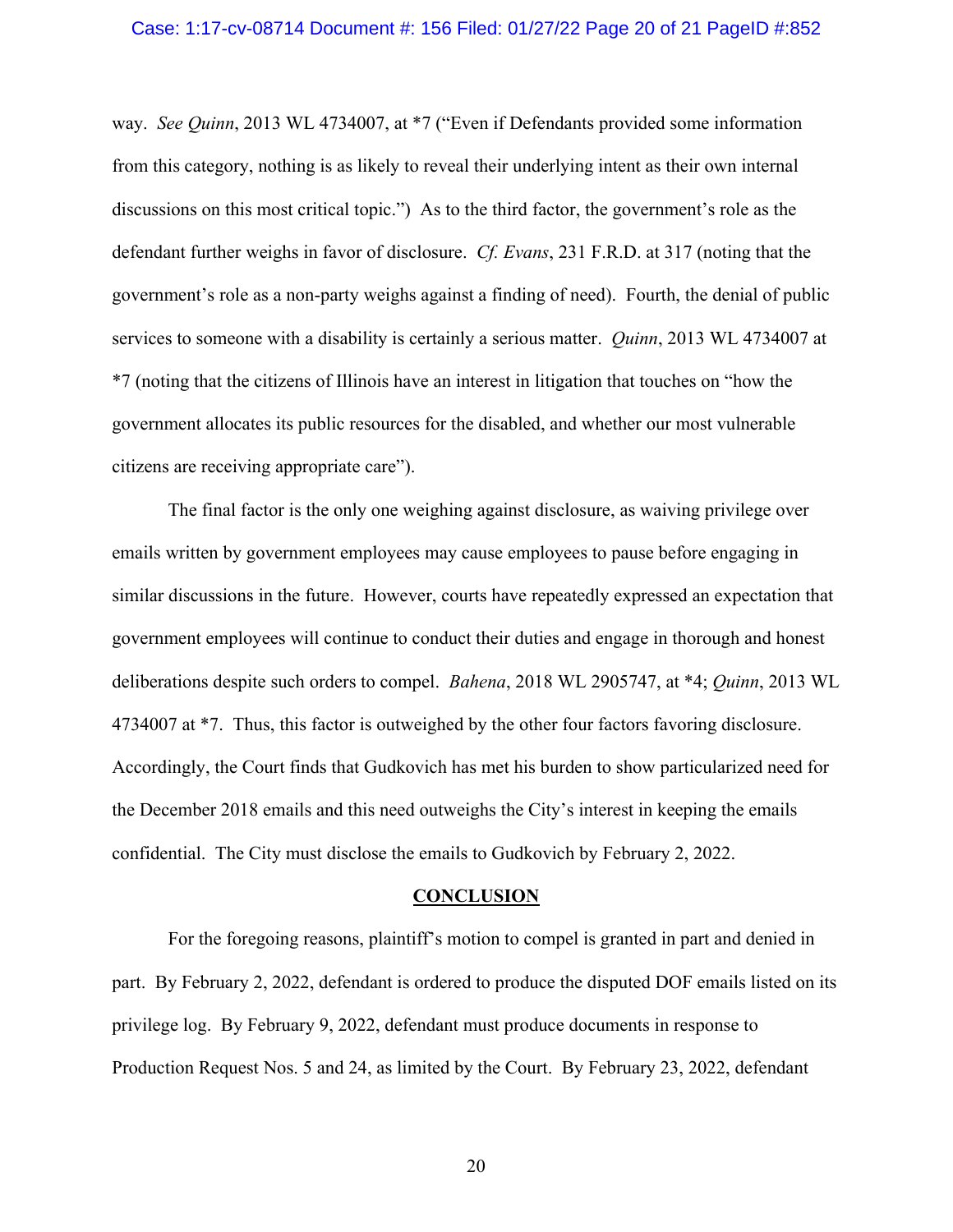way. *See Quinn*, 2013 WL 4734007, at *7 ("Even if Defendants provided some information from this category, nothing is as likely to reveal their underlying intent as their own internal discussions on this most critical topic.") As to the third factor, the government's role as the defendant further weighs in favor of disclosure. *Cf. Evans*, 231 F.R.D. at 317 (noting that the government's role as a non-party weighs against a finding of need). Fourth, the denial of public services to someone with a disability is certainly a serious matter. *Quinn*, 2013 WL 4734007 at *7 (noting that the citizens of Illinois have an interest in litigation that touches on "how the government allocates its public resources for the disabled, and whether our most vulnerable citizens are receiving appropriate care").

The final factor is the only one weighing against disclosure, as waiving privilege over emails written by government employees may cause employees to pause before engaging in similar discussions in the future. However, courts have repeatedly expressed an expectation that government employees will continue to conduct their duties and engage in thorough and honest deliberations despite such orders to compel. *Bahena*, 2018 WL 2905747, at *4; *Quinn*, 2013 WL 4734007 at *7. Thus, this factor is outweighed by the other four factors favoring disclosure. Accordingly, the Court finds that Gudkovich has met his burden to show particularized need for the December 2018 emails and this need outweighs the City's interest in keeping the emails confidential. The City must disclose the emails to Gudkovich by February 2, 2022.

## **CONCLUSION**

For the foregoing reasons, plaintiff's motion to compel is granted in part and denied in part. By February 2, 2022, defendant is ordered to produce the disputed DOF emails listed on its privilege log. By February 9, 2022, defendant must produce documents in response to Production Request Nos. 5 and 24, as limited by the Court. By February 23, 2022, defendant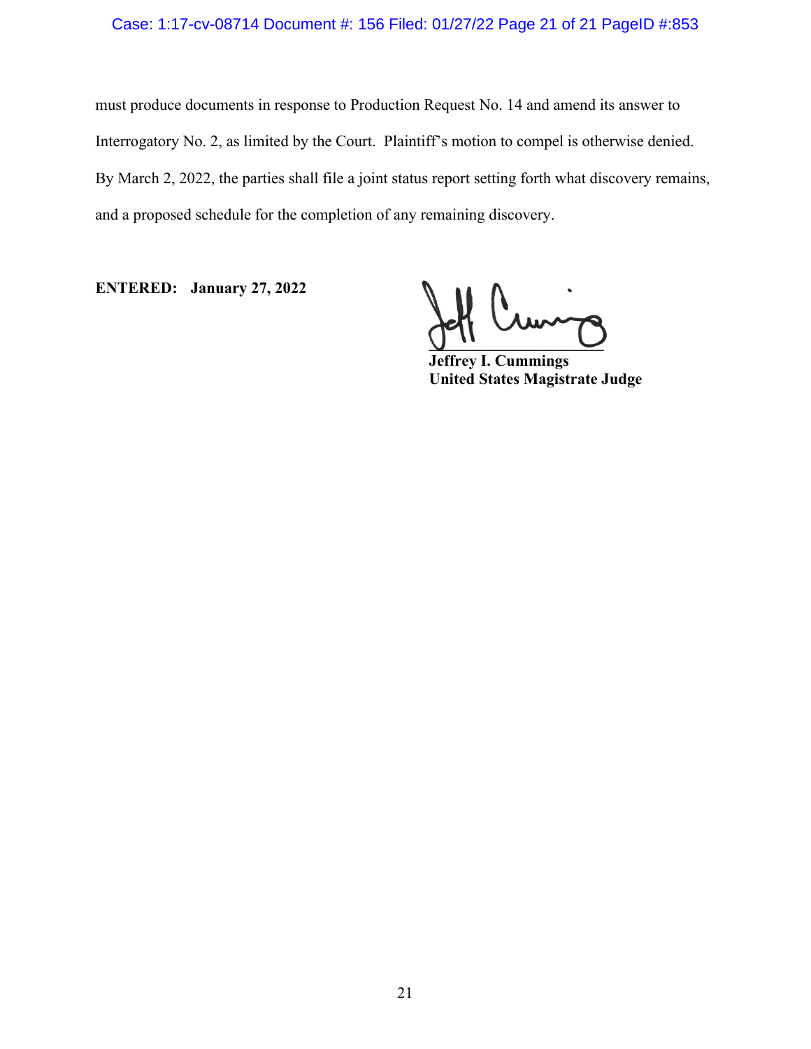must produce documents in response to Production Request No. 14 and amend its answer to Interrogatory No. 2, as limited by the Court. Plaintiff's motion to compel is otherwise denied. By March 2, 2022, the parties shall file a joint status report setting forth what discovery remains, and a proposed schedule for the completion of any remaining discovery.

**ENTERED: January 27, 2022**

**Jeffrey I. Cummings**
**United States Magistrate Judge**